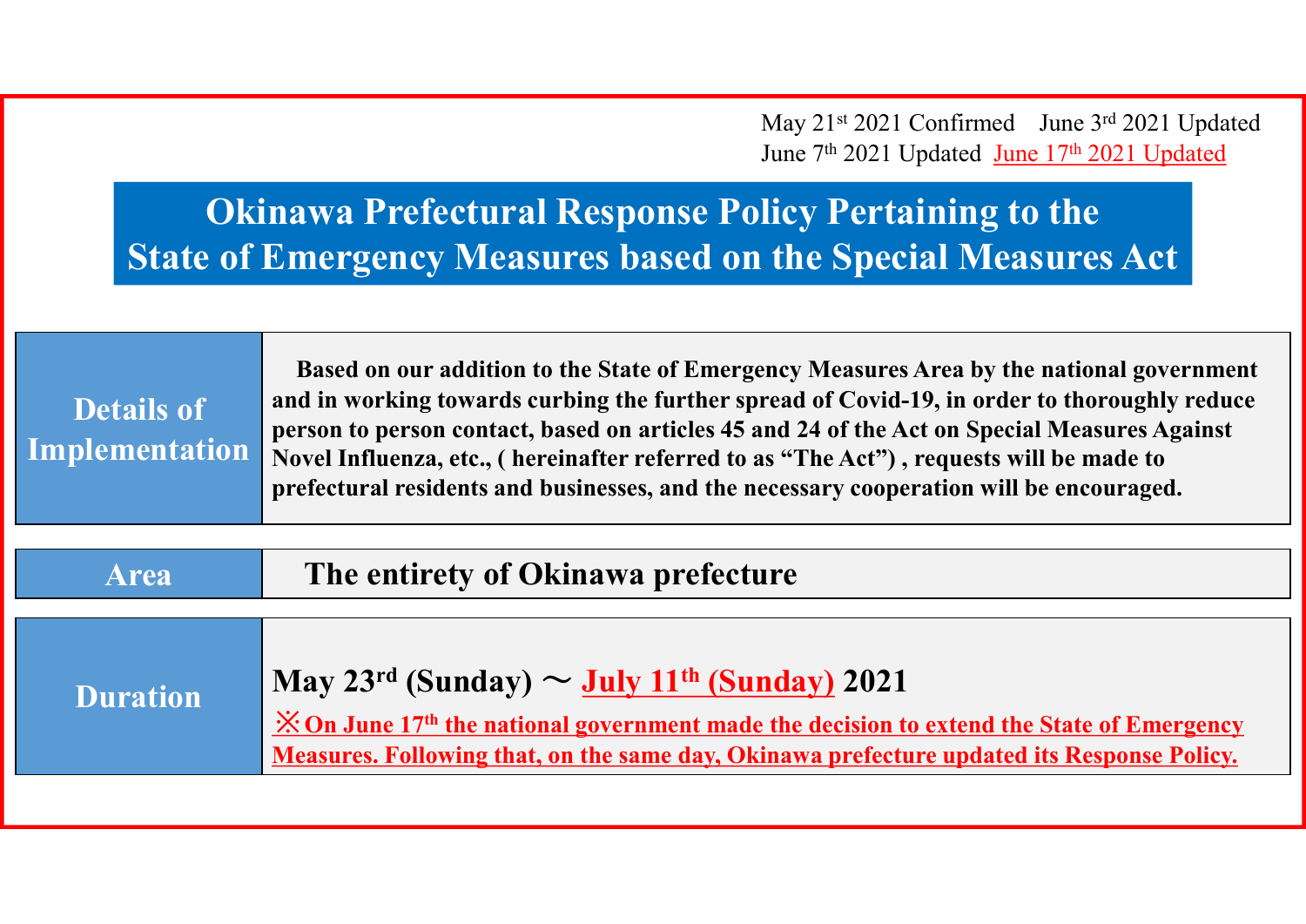May 21st 2021 Confirmed　June 3rd 2021 Updated
June 7th 2021 Updated　June 17th 2021 Updated

# Okinawa Prefectural Response Policy Pertaining to the State of Emergency Measures based on the Special Measures Act

| | |
|---|---|
| **Details of Implementation** | **Based on our addition to the State of Emergency Measures Area by the national government and in working towards curbing the further spread of Covid-19, in order to thoroughly reduce person to person contact, based on articles 45 and 24 of the Act on Special Measures Against Novel Influenza, etc., ( hereinafter referred to as "The Act") , requests will be made to prefectural residents and businesses, and the necessary cooperation will be encouraged.** |
| **Area** | **The entirety of Okinawa prefecture** |
| **Duration** | **May 23rd (Sunday) ～ July 11th (Sunday) 2021**<br>**※On June 17th the national government made the decision to extend the State of Emergency Measures. Following that, on the same day, Okinawa prefecture updated its Response Policy.** |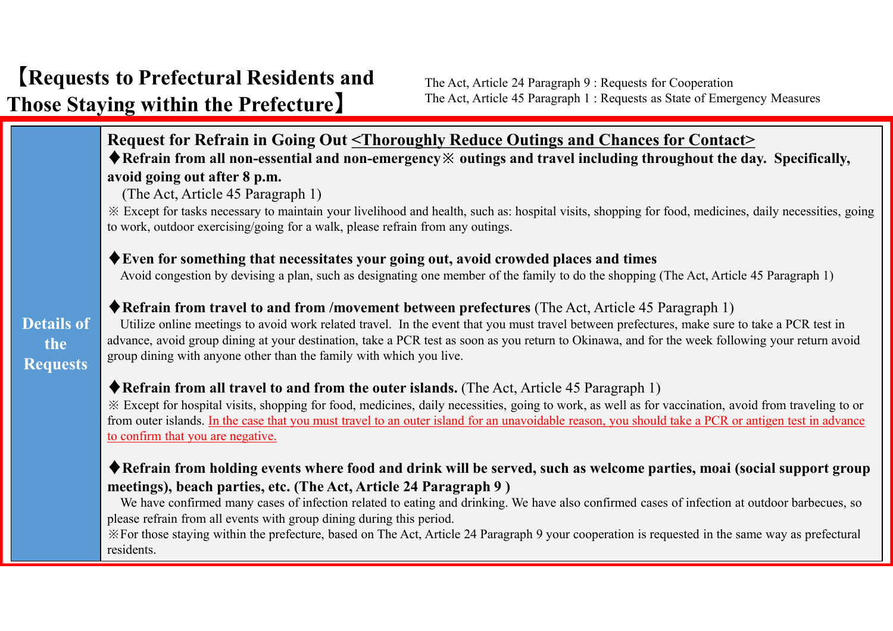# 【Requests to Prefectural Residents and Those Staying within the Prefecture】

The Act, Article 24 Paragraph 9 : Requests for Cooperation
The Act, Article 45 Paragraph 1 : Requests as State of Emergency Measures

**Details of the Requests**

**Request for Refrain in Going Out <Thoroughly Reduce Outings and Chances for Contact>**

♦**Refrain from all non-essential and non-emergency※ outings and travel including throughout the day. Specifically, avoid going out after 8 p.m.**
(The Act, Article 45 Paragraph 1)
※ Except for tasks necessary to maintain your livelihood and health, such as: hospital visits, shopping for food, medicines, daily necessities, going to work, outdoor exercising/going for a walk, please refrain from any outings.

♦**Even for something that necessitates your going out, avoid crowded places and times**
Avoid congestion by devising a plan, such as designating one member of the family to do the shopping (The Act, Article 45 Paragraph 1)

♦**Refrain from travel to and from /movement between prefectures** (The Act, Article 45 Paragraph 1)
Utilize online meetings to avoid work related travel. In the event that you must travel between prefectures, make sure to take a PCR test in advance, avoid group dining at your destination, take a PCR test as soon as you return to Okinawa, and for the week following your return avoid group dining with anyone other than the family with which you live.

♦**Refrain from all travel to and from the outer islands.** (The Act, Article 45 Paragraph 1)
※ Except for hospital visits, shopping for food, medicines, daily necessities, going to work, as well as for vaccination, avoid from traveling to or from outer islands. In the case that you must travel to an outer island for an unavoidable reason, you should take a PCR or antigen test in advance to confirm that you are negative.

♦**Refrain from holding events where food and drink will be served, such as welcome parties, moai (social support group meetings), beach parties, etc. (The Act, Article 24 Paragraph 9 )**
We have confirmed many cases of infection related to eating and drinking. We have also confirmed cases of infection at outdoor barbecues, so please refrain from all events with group dining during this period.
※For those staying within the prefecture, based on The Act, Article 24 Paragraph 9 your cooperation is requested in the same way as prefectural residents.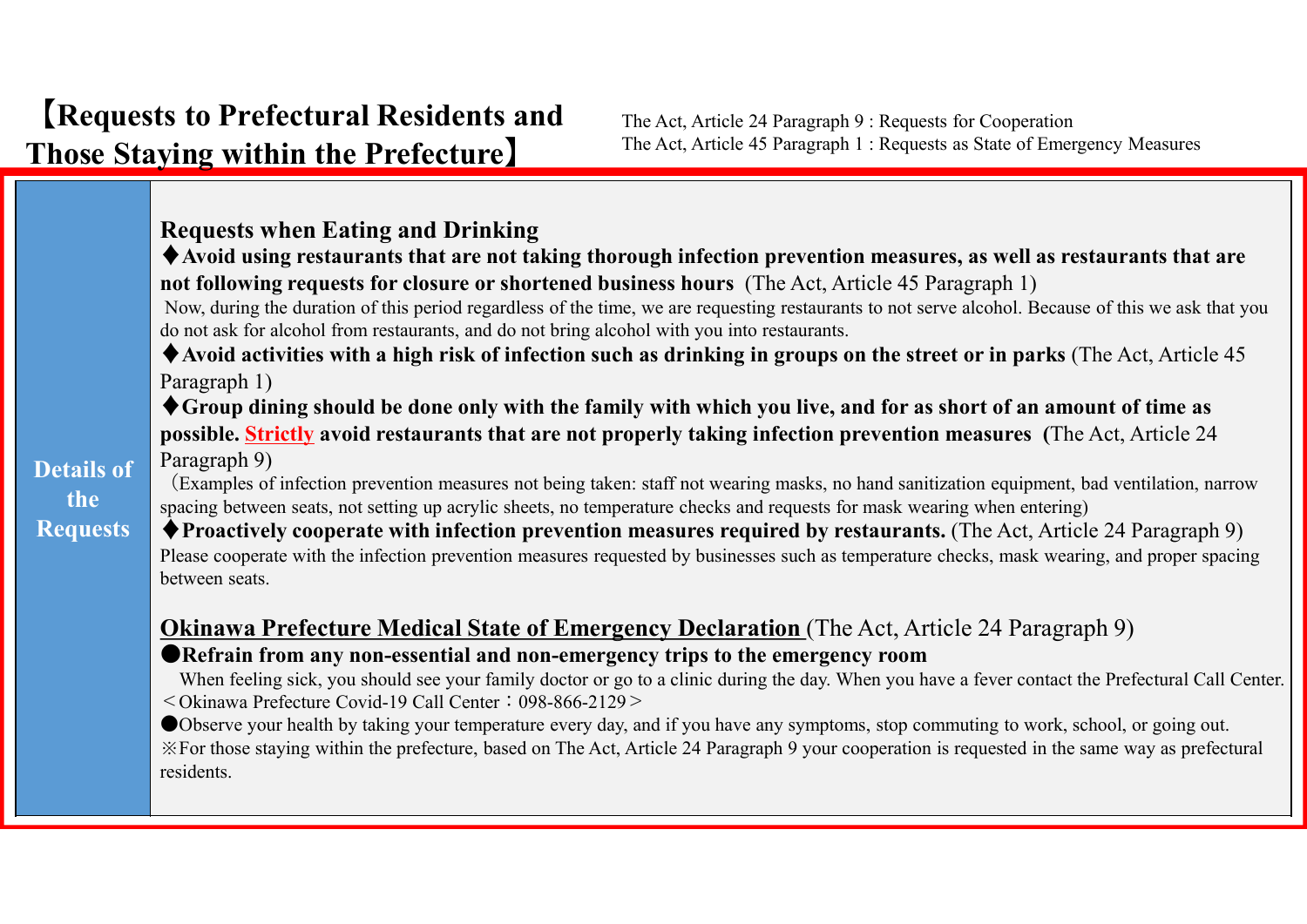# 【Requests to Prefectural Residents and Those Staying within the Prefecture】

The Act, Article 24 Paragraph 9 : Requests for Cooperation
The Act, Article 45 Paragraph 1 : Requests as State of Emergency Measures

**Details of the Requests**

### Requests when Eating and Drinking

♦**Avoid using restaurants that are not taking thorough infection prevention measures, as well as restaurants that are not following requests for closure or shortened business hours** (The Act, Article 45 Paragraph 1)

Now, during the duration of this period regardless of the time, we are requesting restaurants to not serve alcohol. Because of this we ask that you do not ask for alcohol from restaurants, and do not bring alcohol with you into restaurants.

♦**Avoid activities with a high risk of infection such as drinking in groups on the street or in parks** (The Act, Article 45 Paragraph 1)

♦**Group dining should be done only with the family with which you live, and for as short of an amount of time as possible. Strictly avoid restaurants that are not properly taking infection prevention measures** (The Act, Article 24 Paragraph 9)

（Examples of infection prevention measures not being taken: staff not wearing masks, no hand sanitization equipment, bad ventilation, narrow spacing between seats, not setting up acrylic sheets, no temperature checks and requests for mask wearing when entering)

♦**Proactively cooperate with infection prevention measures required by restaurants.** (The Act, Article 24 Paragraph 9)

Please cooperate with the infection prevention measures requested by businesses such as temperature checks, mask wearing, and proper spacing between seats.

### Okinawa Prefecture Medical State of Emergency Declaration (The Act, Article 24 Paragraph 9)

●**Refrain from any non-essential and non-emergency trips to the emergency room**

When feeling sick, you should see your family doctor or go to a clinic during the day. When you have a fever contact the Prefectural Call Center.
＜Okinawa Prefecture Covid-19 Call Center：098-866-2129＞

●Observe your health by taking your temperature every day, and if you have any symptoms, stop commuting to work, school, or going out.

※For those staying within the prefecture, based on The Act, Article 24 Paragraph 9 your cooperation is requested in the same way as prefectural residents.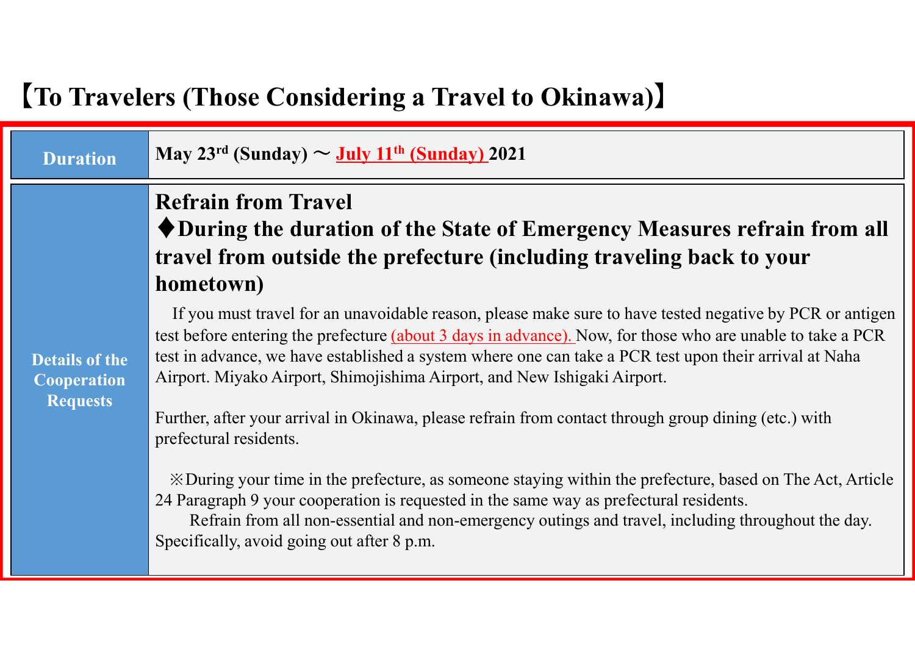# 【To Travelers (Those Considering a Travel to Okinawa)】

| Duration | May 23rd (Sunday) ～ July 11th (Sunday) 2021 |
|---|---|
| Details of the Cooperation Requests | **Refrain from Travel**<br>**♦During the duration of the State of Emergency Measures refrain from all travel from outside the prefecture (including traveling back to your hometown)**<br>If you must travel for an unavoidable reason, please make sure to have tested negative by PCR or antigen test before entering the prefecture (about 3 days in advance). Now, for those who are unable to take a PCR test in advance, we have established a system where one can take a PCR test upon their arrival at Naha Airport. Miyako Airport, Shimojishima Airport, and New Ishigaki Airport.<br><br>Further, after your arrival in Okinawa, please refrain from contact through group dining (etc.) with prefectural residents.<br><br>※During your time in the prefecture, as someone staying within the prefecture, based on The Act, Article 24 Paragraph 9 your cooperation is requested in the same way as prefectural residents.<br>Refrain from all non-essential and non-emergency outings and travel, including throughout the day. Specifically, avoid going out after 8 p.m. |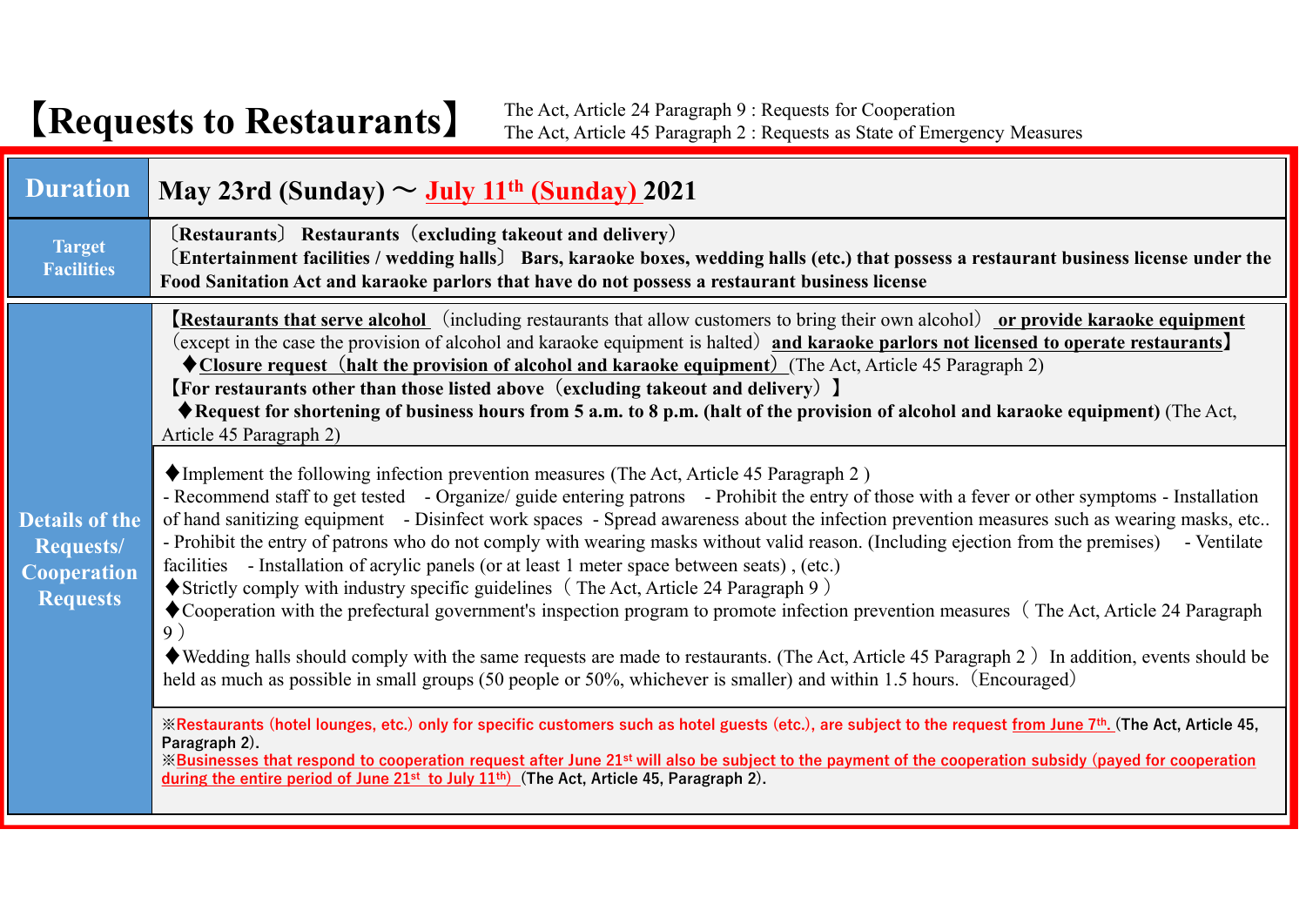# 【Requests to Restaurants】

The Act, Article 24 Paragraph 9 : Requests for Cooperation
The Act, Article 45 Paragraph 2 : Requests as State of Emergency Measures

| **Duration** | **May 23rd (Sunday) 〜 July 11th (Sunday) 2021** |
|---|---|
| **Target Facilities** | **〔Restaurants〕 Restaurants（excluding takeout and delivery）**<br>**〔Entertainment facilities / wedding halls〕 Bars, karaoke boxes, wedding halls (etc.) that possess a restaurant business license under the Food Sanitation Act and karaoke parlors that have do not possess a restaurant business license** |
| **Details of the Requests/ Cooperation Requests** | **【Restaurants that serve alcohol** （including restaurants that allow customers to bring their own alcohol） **or provide karaoke equipment** （except in the case the provision of alcohol and karaoke equipment is halted） **and karaoke parlors not licensed to operate restaurants】**<br>♦**Closure request（halt the provision of alcohol and karaoke equipment）**(The Act, Article 45 Paragraph 2)<br>**【For restaurants other than those listed above（excluding takeout and delivery）】**<br>♦**Request for shortening of business hours from 5 a.m. to 8 p.m. (halt of the provision of alcohol and karaoke equipment)** (The Act, Article 45 Paragraph 2) |
| | ♦Implement the following infection prevention measures (The Act, Article 45 Paragraph 2 )<br>- Recommend staff to get tested - Organize/ guide entering patrons - Prohibit the entry of those with a fever or other symptoms - Installation of hand sanitizing equipment - Disinfect work spaces - Spread awareness about the infection prevention measures such as wearing masks, etc.. - Prohibit the entry of patrons who do not comply with wearing masks without valid reason. (Including ejection from the premises) - Ventilate facilities - Installation of acrylic panels (or at least 1 meter space between seats) , (etc.)<br>♦Strictly comply with industry specific guidelines（The Act, Article 24 Paragraph 9）<br>♦Cooperation with the prefectural government's inspection program to promote infection prevention measures（The Act, Article 24 Paragraph 9）<br>♦Wedding halls should comply with the same requests are made to restaurants. (The Act, Article 45 Paragraph 2）In addition, events should be held as much as possible in small groups (50 people or 50%, whichever is smaller) and within 1.5 hours.（Encouraged） |
| | ※Restaurants (hotel lounges, etc.) only for specific customers such as hotel guests (etc.), are subject to the request from June 7th. **(The Act, Article 45, Paragraph 2).**<br>※Businesses that respond to cooperation request after June 21st will also be subject to the payment of the cooperation subsidy (payed for cooperation during the entire period of June 21st to July 11th) **(The Act, Article 45, Paragraph 2).** |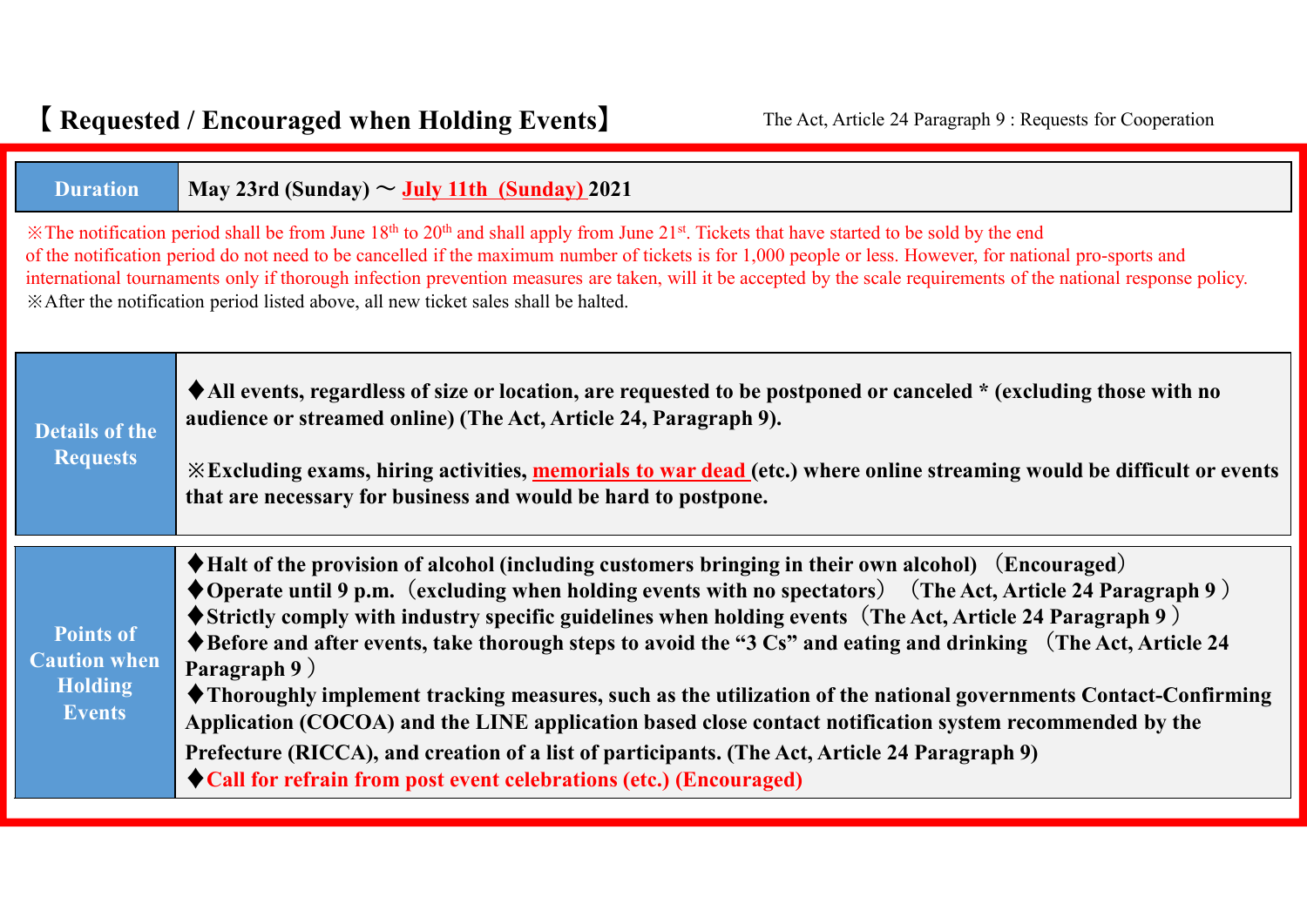## 【Requested / Encouraged when Holding Events】

The Act, Article 24 Paragraph 9 : Requests for Cooperation

| **Duration** | **May 23rd (Sunday) ～ July 11th (Sunday) 2021** |
|---|---|

※The notification period shall be from June 18th to 20th and shall apply from June 21st. Tickets that have started to be sold by the end of the notification period do not need to be cancelled if the maximum number of tickets is for 1,000 people or less. However, for national pro-sports and international tournaments only if thorough infection prevention measures are taken, will it be accepted by the scale requirements of the national response policy.
※After the notification period listed above, all new ticket sales shall be halted.

| | |
|---|---|
| **Details of the Requests** | **♦All events, regardless of size or location, are requested to be postponed or canceled * (excluding those with no audience or streamed online) (The Act, Article 24, Paragraph 9).**<br><br>**※Excluding exams, hiring activities, memorials to war dead (etc.) where online streaming would be difficult or events that are necessary for business and would be hard to postpone.** |
| **Points of Caution when Holding Events** | **♦Halt of the provision of alcohol (including customers bringing in their own alcohol) （Encouraged）**<br>**♦Operate until 9 p.m.（excluding when holding events with no spectators） （The Act, Article 24 Paragraph 9 ）**<br>**♦Strictly comply with industry specific guidelines when holding events（The Act, Article 24 Paragraph 9 ）**<br>**♦Before and after events, take thorough steps to avoid the "3 Cs" and eating and drinking （The Act, Article 24 Paragraph 9 ）**<br>**♦Thoroughly implement tracking measures, such as the utilization of the national governments Contact-Confirming Application (COCOA) and the LINE application based close contact notification system recommended by the Prefecture (RICCA), and creation of a list of participants. (The Act, Article 24 Paragraph 9)**<br>**♦Call for refrain from post event celebrations (etc.) (Encouraged)** |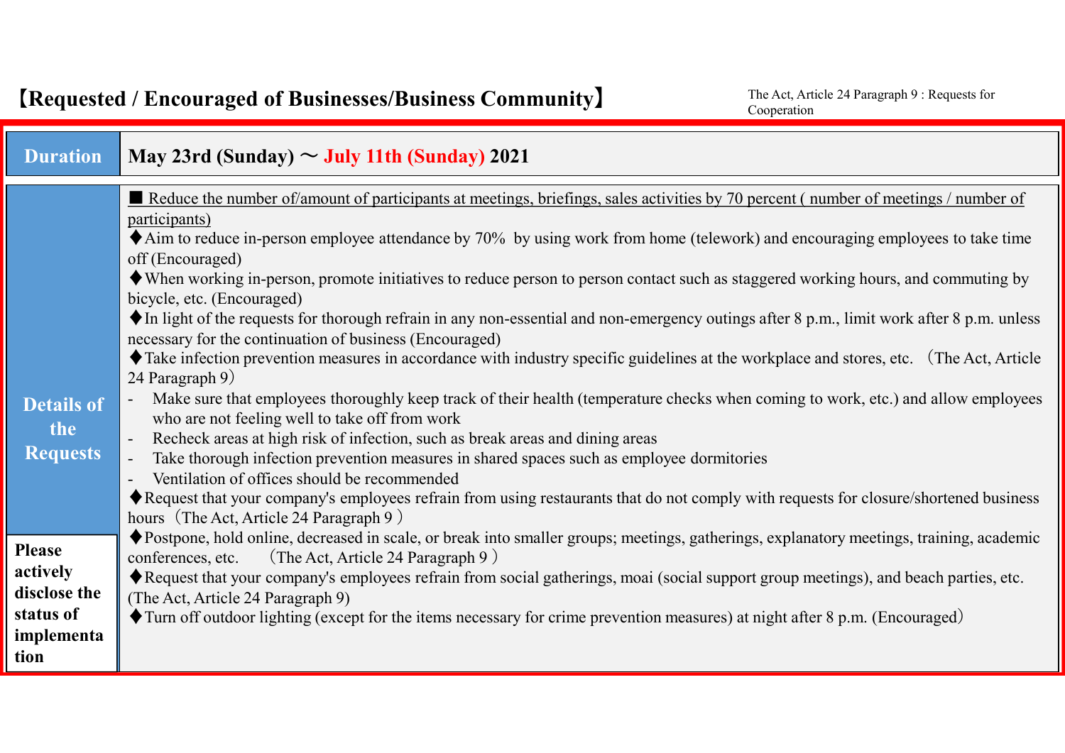# 【Requested / Encouraged of Businesses/Business Community】

The Act, Article 24 Paragraph 9 : Requests for Cooperation

| **Duration** | **May 23rd (Sunday) ～ July 11th (Sunday) 2021** |
|---|---|
| **Details of the Requests**<br><br>**Please actively disclose the status of implementation** | ■ Reduce the number of/amount of participants at meetings, briefings, sales activities by 70 percent ( number of meetings / number of participants)<br>♦Aim to reduce in-person employee attendance by 70%  by using work from home (telework) and encouraging employees to take time off (Encouraged)<br>♦When working in-person, promote initiatives to reduce person to person contact such as staggered working hours, and commuting by bicycle, etc. (Encouraged)<br>♦In light of the requests for thorough refrain in any non-essential and non-emergency outings after 8 p.m., limit work after 8 p.m. unless necessary for the continuation of business (Encouraged)<br>♦Take infection prevention measures in accordance with industry specific guidelines at the workplace and stores, etc. （The Act, Article 24 Paragraph 9）<br>- Make sure that employees thoroughly keep track of their health (temperature checks when coming to work, etc.) and allow employees who are not feeling well to take off from work<br>- Recheck areas at high risk of infection, such as break areas and dining areas<br>- Take thorough infection prevention measures in shared spaces such as employee dormitories<br>- Ventilation of offices should be recommended<br>♦Request that your company's employees refrain from using restaurants that do not comply with requests for closure/shortened business hours（The Act, Article 24 Paragraph 9 ）<br>♦Postpone, hold online, decreased in scale, or break into smaller groups; meetings, gatherings, explanatory meetings, training, academic conferences, etc.　（The Act, Article 24 Paragraph 9 ）<br>♦Request that your company's employees refrain from social gatherings, moai (social support group meetings), and beach parties, etc. (The Act, Article 24 Paragraph 9)<br>♦Turn off outdoor lighting (except for the items necessary for crime prevention measures) at night after 8 p.m. (Encouraged) |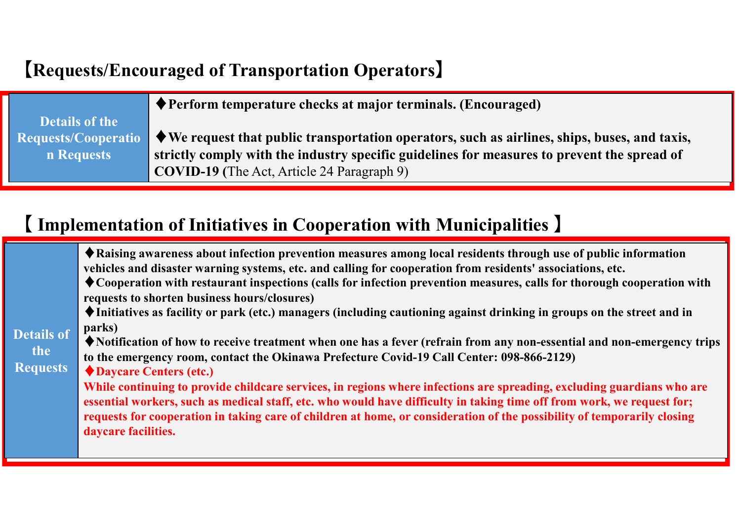## 【Requests/Encouraged of Transportation Operators】

| Details of the Requests/Cooperation Requests | ♦**Perform temperature checks at major terminals. (Encouraged)**<br><br>♦**We request that public transportation operators, such as airlines, ships, buses, and taxis, strictly comply with the industry specific guidelines for measures to prevent the spread of COVID-19 (**The Act, Article 24 Paragraph 9) |
|---|---|

## 【 Implementation of Initiatives in Cooperation with Municipalities 】

| Details of the Requests | ♦**Raising awareness about infection prevention measures among local residents through use of public information vehicles and disaster warning systems, etc. and calling for cooperation from residents' associations, etc.**<br>♦**Cooperation with restaurant inspections (calls for infection prevention measures, calls for thorough cooperation with requests to shorten business hours/closures)**<br>♦**Initiatives as facility or park (etc.) managers (including cautioning against drinking in groups on the street and in parks)**<br>♦**Notification of how to receive treatment when one has a fever (refrain from any non-essential and non-emergency trips to the emergency room, contact the Okinawa Prefecture Covid-19 Call Center: 098-866-2129)**<br>♦**Daycare Centers (etc.)**<br>**While continuing to provide childcare services, in regions where infections are spreading, excluding guardians who are essential workers, such as medical staff, etc. who would have difficulty in taking time off from work, we request for; requests for cooperation in taking care of children at home, or consideration of the possibility of temporarily closing daycare facilities.** |
|---|---|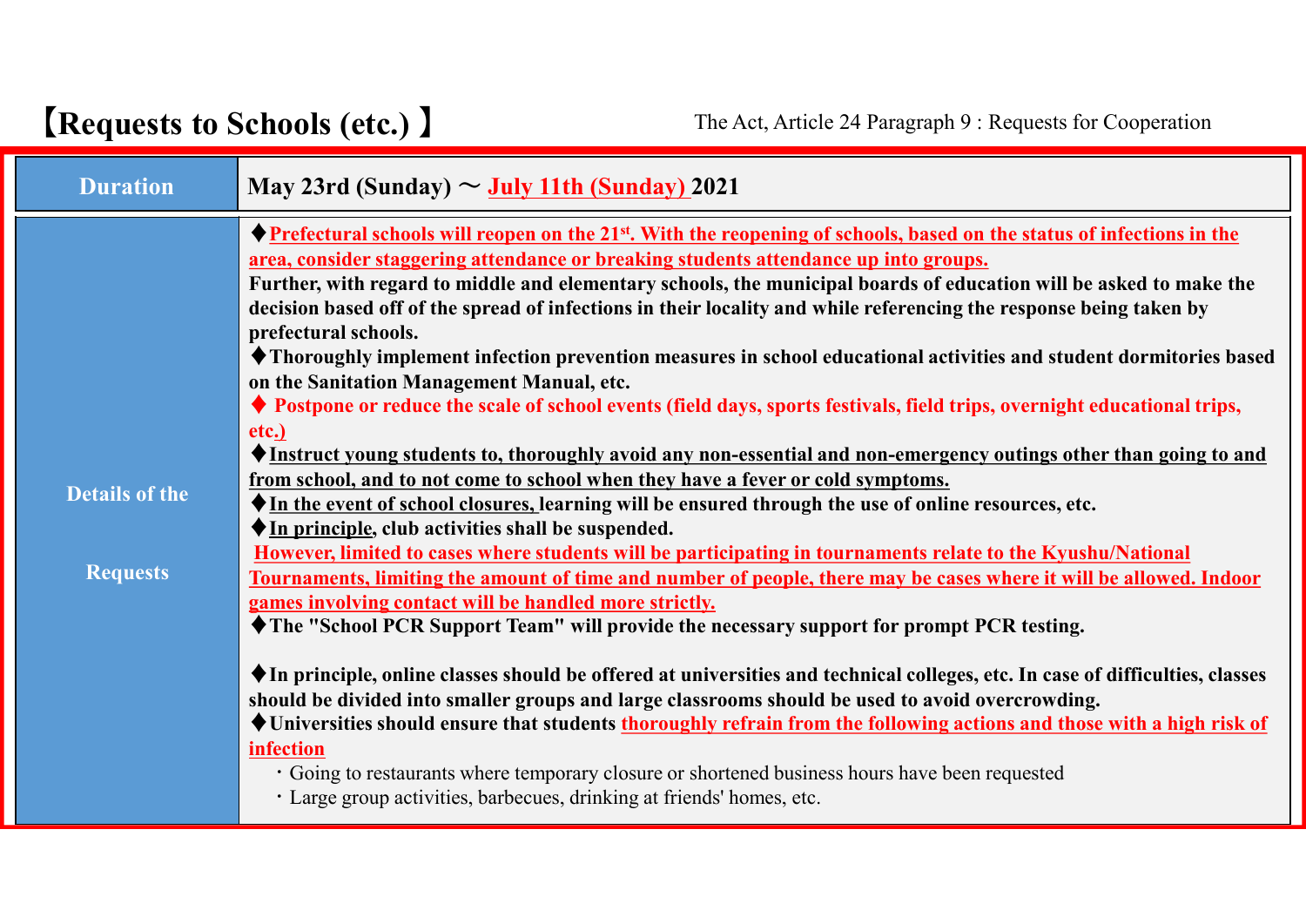# 【Requests to Schools (etc.) 】

The Act, Article 24 Paragraph 9 : Requests for Cooperation

| Duration | May 23rd (Sunday) ～ July 11th (Sunday) 2021 |
|---|---|
| Details of the Requests | ♦Prefectural schools will reopen on the 21st. With the reopening of schools, based on the status of infections in the area, consider staggering attendance or breaking students attendance up into groups.<br>Further, with regard to middle and elementary schools, the municipal boards of education will be asked to make the decision based off of the spread of infections in their locality and while referencing the response being taken by prefectural schools.<br>♦Thoroughly implement infection prevention measures in school educational activities and student dormitories based on the Sanitation Management Manual, etc.<br>♦ Postpone or reduce the scale of school events (field days, sports festivals, field trips, overnight educational trips, etc.)<br>♦Instruct young students to, thoroughly avoid any non-essential and non-emergency outings other than going to and from school, and to not come to school when they have a fever or cold symptoms.<br>♦In the event of school closures, learning will be ensured through the use of online resources, etc.<br>♦In principle, club activities shall be suspended.<br>However, limited to cases where students will be participating in tournaments relate to the Kyushu/National Tournaments, limiting the amount of time and number of people, there may be cases where it will be allowed. Indoor games involving contact will be handled more strictly.<br>♦The "School PCR Support Team" will provide the necessary support for prompt PCR testing.<br><br>♦In principle, online classes should be offered at universities and technical colleges, etc. In case of difficulties, classes should be divided into smaller groups and large classrooms should be used to avoid overcrowding.<br>♦Universities should ensure that students thoroughly refrain from the following actions and those with a high risk of infection<br>・Going to restaurants where temporary closure or shortened business hours have been requested<br>・Large group activities, barbecues, drinking at friends' homes, etc. |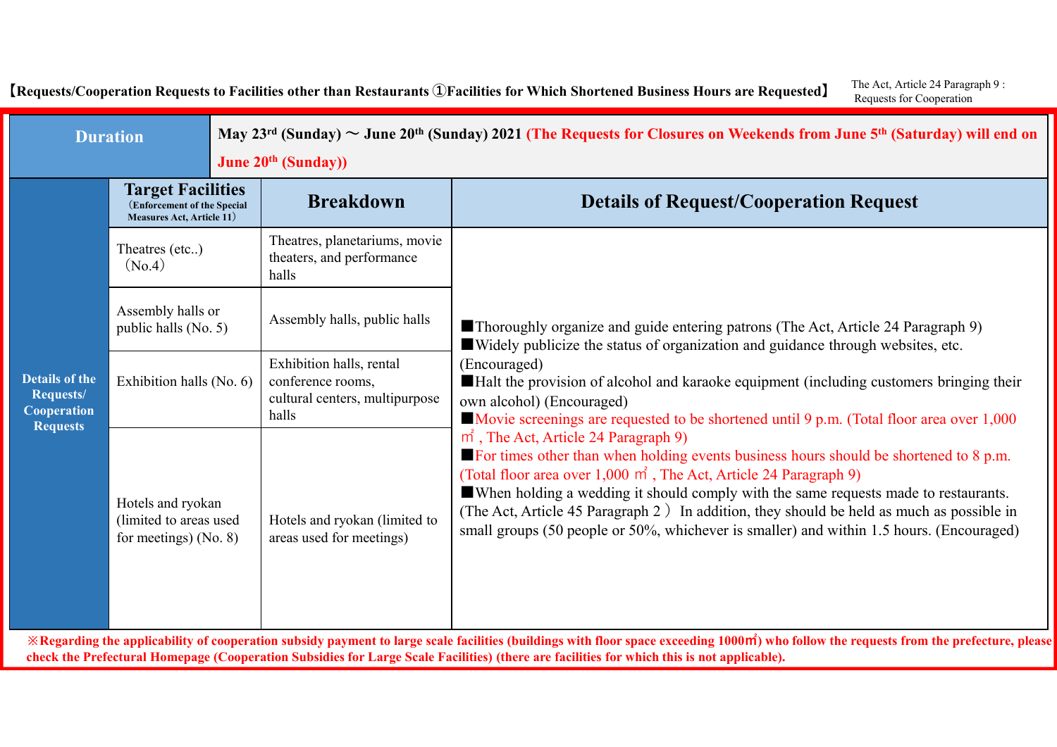## 【Requests/Cooperation Requests to Facilities other than Restaurants ①Facilities for Which Shortened Business Hours are Requested】

The Act, Article 24 Paragraph 9 : Requests for Cooperation

| Duration | May 23rd (Sunday) ～ June 20th (Sunday) 2021 (The Requests for Closures on Weekends from June 5th (Saturday) will end on June 20th (Sunday)) | | |
|---|---|---|---|
| **Details of the Requests/ Cooperation Requests** | **Target Facilities** (Enforcement of the Special Measures Act, Article 11) | **Breakdown** | **Details of Request/Cooperation Request** |
| | Theatres (etc..) (No.4) | Theatres, planetariums, movie theaters, and performance halls | ■Thoroughly organize and guide entering patrons (The Act, Article 24 Paragraph 9)<br>■Widely publicize the status of organization and guidance through websites, etc. (Encouraged)<br>■Halt the provision of alcohol and karaoke equipment (including customers bringing their own alcohol) (Encouraged)<br>■Movie screenings are requested to be shortened until 9 p.m. (Total floor area over 1,000 ㎡, The Act, Article 24 Paragraph 9)<br>■For times other than when holding events business hours should be shortened to 8 p.m. (Total floor area over 1,000 ㎡, The Act, Article 24 Paragraph 9)<br>■When holding a wedding it should comply with the same requests made to restaurants. (The Act, Article 45 Paragraph 2） In addition, they should be held as much as possible in small groups (50 people or 50%, whichever is smaller) and within 1.5 hours. (Encouraged) |
| | Assembly halls or public halls (No. 5) | Assembly halls, public halls | |
| | Exhibition halls (No. 6) | Exhibition halls, rental conference rooms, cultural centers, multipurpose halls | |
| | Hotels and ryokan (limited to areas used for meetings) (No. 8) | Hotels and ryokan (limited to areas used for meetings) | |

**※Regarding the applicability of cooperation subsidy payment to large scale facilities (buildings with floor space exceeding 1000㎡) who follow the requests from the prefecture, please check the Prefectural Homepage (Cooperation Subsidies for Large Scale Facilities) (there are facilities for which this is not applicable).**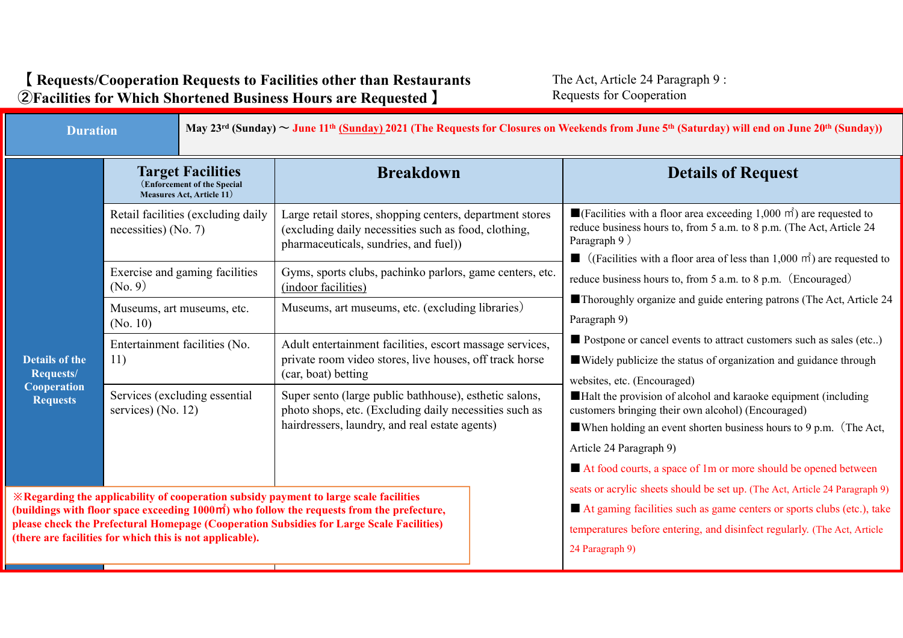## 【 Requests/Cooperation Requests to Facilities other than Restaurants ②Facilities for Which Shortened Business Hours are Requested 】

The Act, Article 24 Paragraph 9 : Requests for Cooperation

**Duration:** May 23rd (Sunday) ～ June 11th (Sunday) 2021 (The Requests for Closures on Weekends from June 5th (Saturday) will end on June 20th (Sunday))

**Details of the Requests/ Cooperation Requests**

| Target Facilities (Enforcement of the Special Measures Act, Article 11) | Breakdown |
|---|---|
| Retail facilities (excluding daily necessities) (No. 7) | Large retail stores, shopping centers, department stores (excluding daily necessities such as food, clothing, pharmaceuticals, sundries, and fuel)) |
| Exercise and gaming facilities (No. 9) | Gyms, sports clubs, pachinko parlors, game centers, etc. (indoor facilities) |
| Museums, art museums, etc. (No. 10) | Museums, art museums, etc. (excluding libraries) |
| Entertainment facilities (No. 11) | Adult entertainment facilities, escort massage services, private room video stores, live houses, off track horse (car, boat) betting |
| Services (excluding essential services) (No. 12) | Super sento (large public bathhouse), esthetic salons, photo shops, etc. (Excluding daily necessities such as hairdressers, laundry, and real estate agents) |

**Details of Request**

- ■(Facilities with a floor area exceeding 1,000 ㎡) are requested to reduce business hours to, from 5 a.m. to 8 p.m. (The Act, Article 24 Paragraph 9 )
- ■ ((Facilities with a floor area of less than 1,000 ㎡) are requested to reduce business hours to, from 5 a.m. to 8 p.m. (Encouraged)
- ■Thoroughly organize and guide entering patrons (The Act, Article 24 Paragraph 9)
- ■ Postpone or cancel events to attract customers such as sales (etc..)
- ■Widely publicize the status of organization and guidance through websites, etc. (Encouraged)
- ■Halt the provision of alcohol and karaoke equipment (including customers bringing their own alcohol) (Encouraged)
- ■When holding an event shorten business hours to 9 p.m. (The Act, Article 24 Paragraph 9)
- ■ At food courts, a space of 1m or more should be opened between seats or acrylic sheets should be set up. (The Act, Article 24 Paragraph 9)
- ■ At gaming facilities such as game centers or sports clubs (etc.), take temperatures before entering, and disinfect regularly. (The Act, Article 24 Paragraph 9)

**※Regarding the applicability of cooperation subsidy payment to large scale facilities (buildings with floor space exceeding 1000㎡) who follow the requests from the prefecture, please check the Prefectural Homepage (Cooperation Subsidies for Large Scale Facilities) (there are facilities for which this is not applicable).**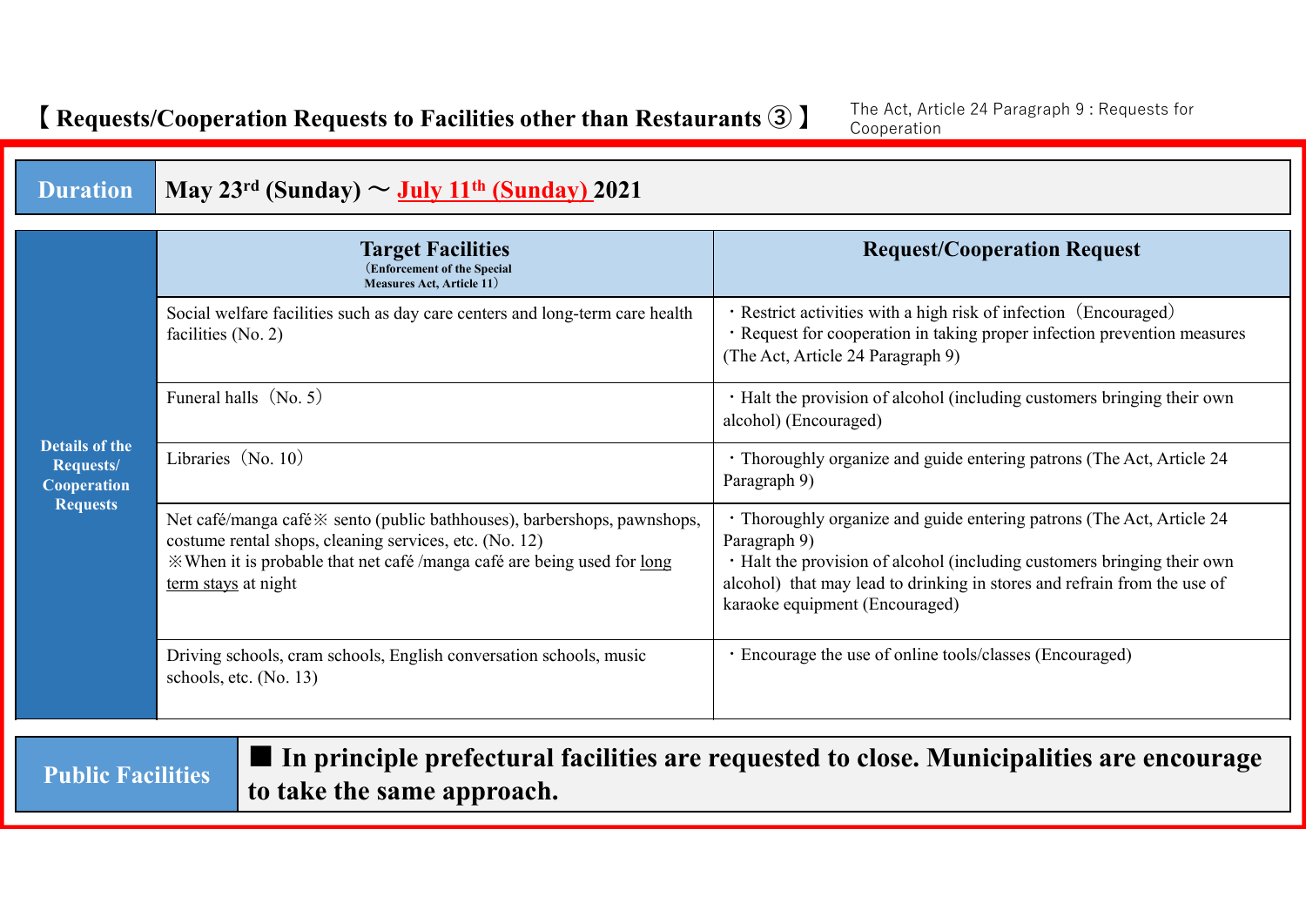# 【 Requests/Cooperation Requests to Facilities other than Restaurants ③ 】

The Act, Article 24 Paragraph 9 : Requests for Cooperation

| **Duration** | **May 23rd (Sunday) ～ July 11th (Sunday) 2021** |
|---|---|

| | **Target Facilities** (Enforcement of the Special Measures Act, Article 11) | **Request/Cooperation Request** |
|---|---|---|
| **Details of the Requests/ Cooperation Requests** | Social welfare facilities such as day care centers and long-term care health facilities (No. 2) | ・Restrict activities with a high risk of infection（Encouraged）<br>・Request for cooperation in taking proper infection prevention measures (The Act, Article 24 Paragraph 9) |
| | Funeral halls（No. 5） | ・Halt the provision of alcohol (including customers bringing their own alcohol) (Encouraged) |
| | Libraries（No. 10） | ・Thoroughly organize and guide entering patrons (The Act, Article 24 Paragraph 9) |
| | Net café/manga café※ sento (public bathhouses), barbershops, pawnshops, costume rental shops, cleaning services, etc. (No. 12)<br>※When it is probable that net café /manga café are being used for long term stays at night | ・Thoroughly organize and guide entering patrons (The Act, Article 24 Paragraph 9)<br>・Halt the provision of alcohol (including customers bringing their own alcohol) that may lead to drinking in stores and refrain from the use of karaoke equipment (Encouraged) |
| | Driving schools, cram schools, English conversation schools, music schools, etc. (No. 13) | ・Encourage the use of online tools/classes (Encouraged) |

| **Public Facilities** | **■ In principle prefectural facilities are requested to close. Municipalities are encourage to take the same approach.** |
|---|---|